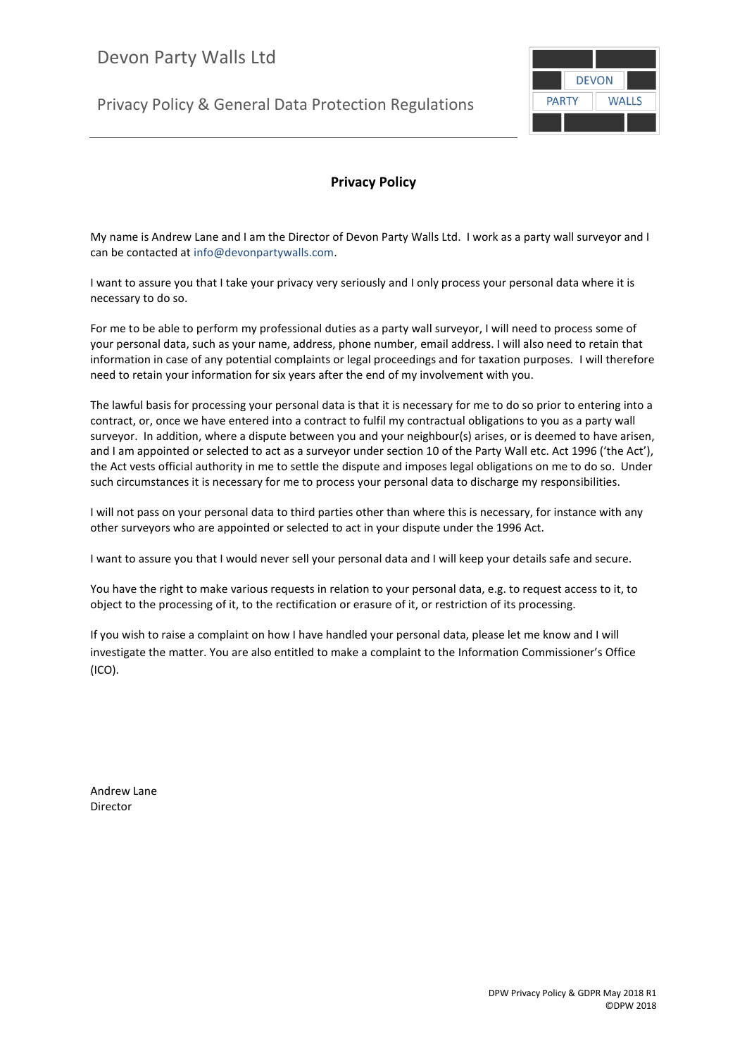# Devon Party Walls Ltd

Privacy Policy & General Data Protection Regulations

## Privacy Policy

My name is Andrew Lane and I am the Director of Devon Party Walls Ltd. I work as a party wall surveyor and I can be contacted at info@devonpartywalls.com.

I want to assure you that I take your privacy very seriously and I only process your personal data where it is necessary to do so.

For me to be able to perform my professional duties as a party wall surveyor, I will need to process some of your personal data, such as your name, address, phone number, email address. I will also need to retain that information in case of any potential complaints or legal proceedings and for taxation purposes. I will therefore need to retain your information for six years after the end of my involvement with you.

The lawful basis for processing your personal data is that it is necessary for me to do so prior to entering into a contract, or, once we have entered into a contract to fulfil my contractual obligations to you as a party wall surveyor. In addition, where a dispute between you and your neighbour(s) arises, or is deemed to have arisen, and I am appointed or selected to act as a surveyor under section 10 of the Party Wall etc. Act 1996 ('the Act'), the Act vests official authority in me to settle the dispute and imposes legal obligations on me to do so. Under such circumstances it is necessary for me to process your personal data to discharge my responsibilities.

I will not pass on your personal data to third parties other than where this is necessary, for instance with any other surveyors who are appointed or selected to act in your dispute under the 1996 Act.

I want to assure you that I would never sell your personal data and I will keep your details safe and secure.

You have the right to make various requests in relation to your personal data, e.g. to request access to it, to object to the processing of it, to the rectification or erasure of it, or restriction of its processing.

If you wish to raise a complaint on how I have handled your personal data, please let me know and I will investigate the matter. You are also entitled to make a complaint to the Information Commissioner's Office (ICO).

Andrew Lane  
Director

DPW Privacy Policy & GDPR May 2018 R1  
©DPW 2018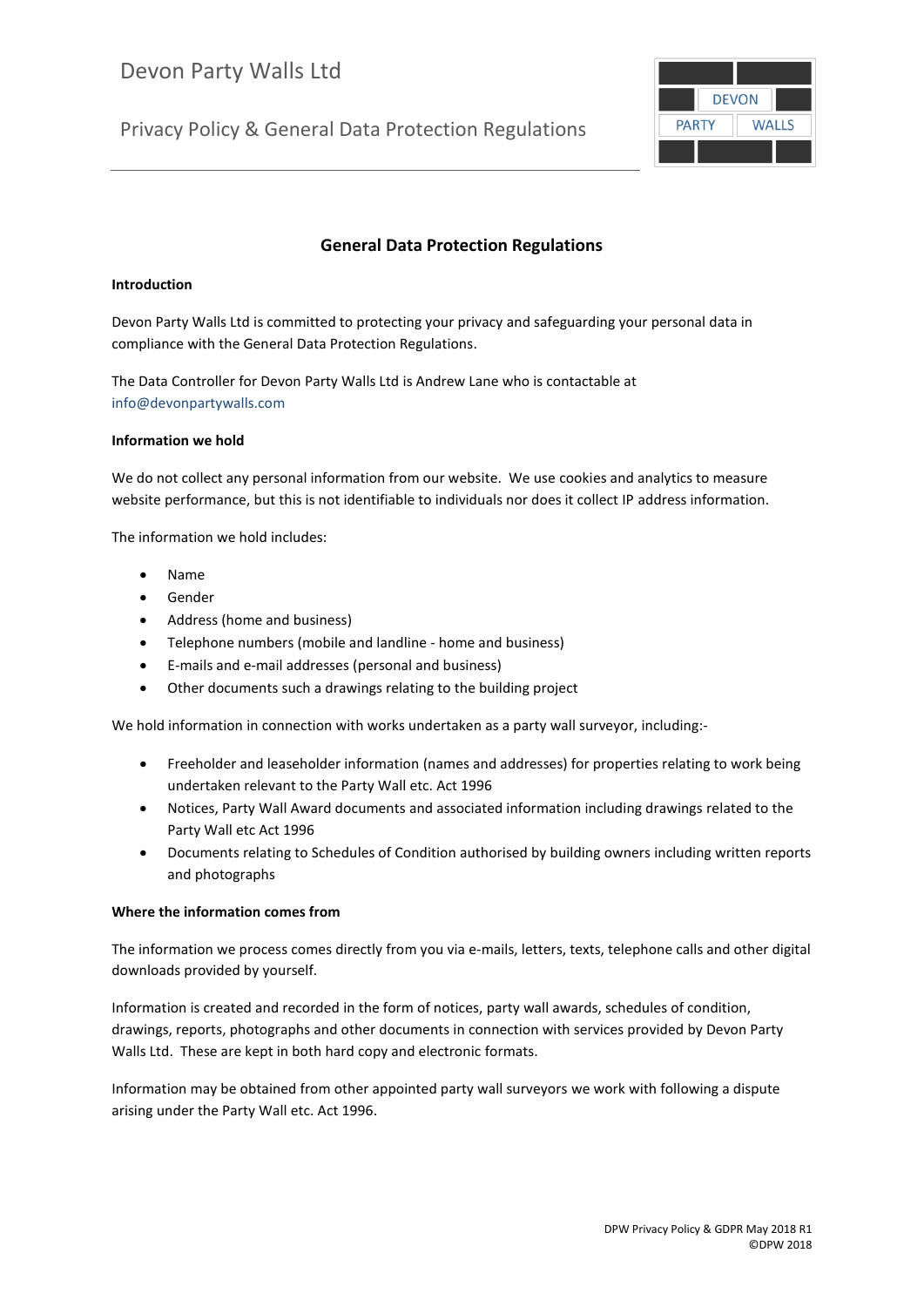## General Data Protection Regulations

**Introduction**

Devon Party Walls Ltd is committed to protecting your privacy and safeguarding your personal data in compliance with the General Data Protection Regulations.

The Data Controller for Devon Party Walls Ltd is Andrew Lane who is contactable at info@devonpartywalls.com

**Information we hold**

We do not collect any personal information from our website. We use cookies and analytics to measure website performance, but this is not identifiable to individuals nor does it collect IP address information.

The information we hold includes:

- Name
- Gender
- Address (home and business)
- Telephone numbers (mobile and landline - home and business)
- E-mails and e-mail addresses (personal and business)
- Other documents such a drawings relating to the building project

We hold information in connection with works undertaken as a party wall surveyor, including:-

- Freeholder and leaseholder information (names and addresses) for properties relating to work being undertaken relevant to the Party Wall etc. Act 1996
- Notices, Party Wall Award documents and associated information including drawings related to the Party Wall etc Act 1996
- Documents relating to Schedules of Condition authorised by building owners including written reports and photographs

**Where the information comes from**

The information we process comes directly from you via e-mails, letters, texts, telephone calls and other digital downloads provided by yourself.

Information is created and recorded in the form of notices, party wall awards, schedules of condition, drawings, reports, photographs and other documents in connection with services provided by Devon Party Walls Ltd. These are kept in both hard copy and electronic formats.

Information may be obtained from other appointed party wall surveyors we work with following a dispute arising under the Party Wall etc. Act 1996.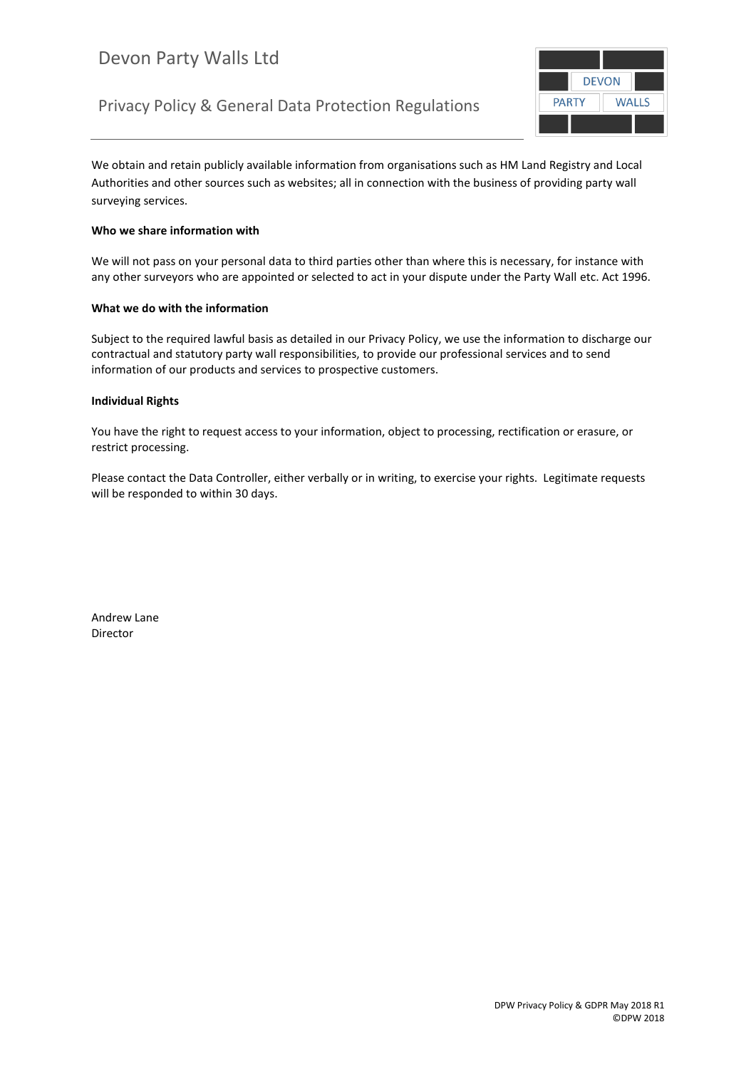We obtain and retain publicly available information from organisations such as HM Land Registry and Local Authorities and other sources such as websites; all in connection with the business of providing party wall surveying services.

**Who we share information with**

We will not pass on your personal data to third parties other than where this is necessary, for instance with any other surveyors who are appointed or selected to act in your dispute under the Party Wall etc. Act 1996.

**What we do with the information**

Subject to the required lawful basis as detailed in our Privacy Policy, we use the information to discharge our contractual and statutory party wall responsibilities, to provide our professional services and to send information of our products and services to prospective customers.

**Individual Rights**

You have the right to request access to your information, object to processing, rectification or erasure, or restrict processing.

Please contact the Data Controller, either verbally or in writing, to exercise your rights. Legitimate requests will be responded to within 30 days.

Andrew Lane
Director